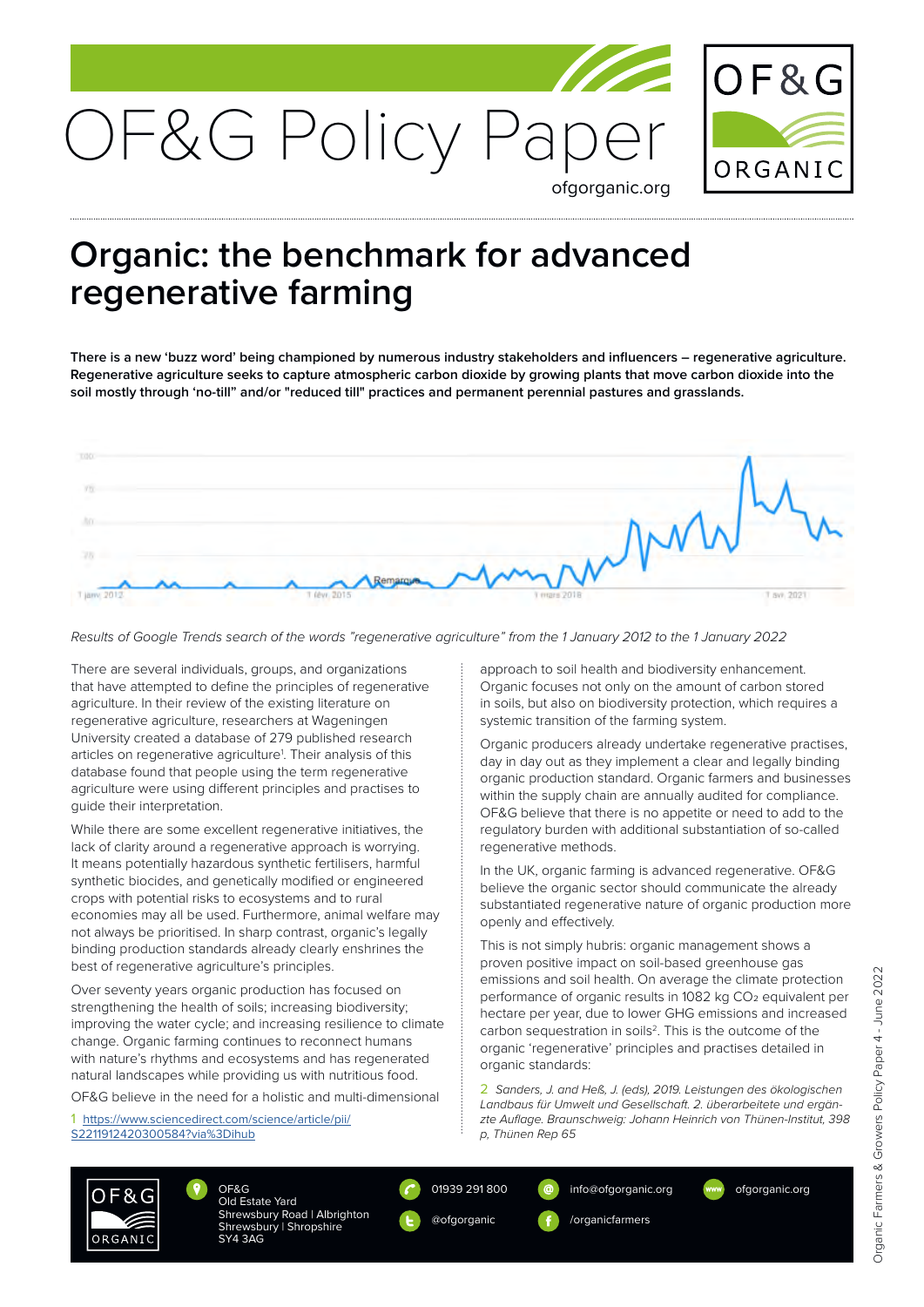# OF&G Policy Paper

ofgorganic.org

## Organic: the benchmark for advanced regenerative farming

**There is a new 'buzz word' being championed by numerous industry stakeholders and influencers – regenerative agriculture. Regenerative agriculture seeks to capture atmospheric carbon dioxide by growing plants that move carbon dioxide into the soil mostly through 'no-till" and/or "reduced till" practices and permanent perennial pastures and grasslands.**

*Results of Google Trends search of the words "regenerative agriculture" from the 1 January 2012 to the 1 January 2022*

There are several individuals, groups, and organizations that have attempted to define the principles of regenerative agriculture. In their review of the existing literature on regenerative agriculture, researchers at Wageningen University created a database of 279 published research articles on regenerative agriculture[1]. Their analysis of this database found that people using the term regenerative agriculture were using different principles and practises to guide their interpretation.

While there are some excellent regenerative initiatives, the lack of clarity around a regenerative approach is worrying. It means potentially hazardous synthetic fertilisers, harmful synthetic biocides, and genetically modified or engineered crops with potential risks to ecosystems and to rural economies may all be used. Furthermore, animal welfare may not always be prioritised. In sharp contrast, organic's legally binding production standards already clearly enshrines the best of regenerative agriculture's principles.

Over seventy years organic production has focused on strengthening the health of soils; increasing biodiversity; improving the water cycle; and increasing resilience to climate change. Organic farming continues to reconnect humans with nature's rhythms and ecosystems and has regenerated natural landscapes while providing us with nutritious food.

OF&G believe in the need for a holistic and multi-dimensional approach to soil health and biodiversity enhancement. Organic focuses not only on the amount of carbon stored in soils, but also on biodiversity protection, which requires a systemic transition of the farming system.

Organic producers already undertake regenerative practises, day in day out as they implement a clear and legally binding organic production standard. Organic farmers and businesses within the supply chain are annually audited for compliance. OF&G believe that there is no appetite or need to add to the regulatory burden with additional substantiation of so-called regenerative methods.

In the UK, organic farming is advanced regenerative. OF&G believe the organic sector should communicate the already substantiated regenerative nature of organic production more openly and effectively.

This is not simply hubris: organic management shows a proven positive impact on soil-based greenhouse gas emissions and soil health. On average the climate protection performance of organic results in 1082 kg $CO_2$ equivalent per hectare per year, due to lower GHG emissions and increased carbon sequestration in soils[2]. This is the outcome of the organic 'regenerative' principles and practises detailed in organic standards:

1 https://www.sciencedirect.com/science/article/pii/S2211912420300584?via%3Dihub

2 *Sanders, J. and Heß, J. (eds), 2019. Leistungen des ökologischen Landbaus für Umwelt und Gesellschaft. 2. überarbeitete und ergänzte Auflage. Braunschweig: Johann Heinrich von Thünen-Institut, 398 p, Thünen Rep 65*

OF&G
Old Estate Yard
Shrewsbury Road | Albrighton
Shrewsbury | Shropshire
SY4 3AG

01939 291 800 | @ofgorganic | info@ofgorganic.org | /organicfarmers | ofgorganic.org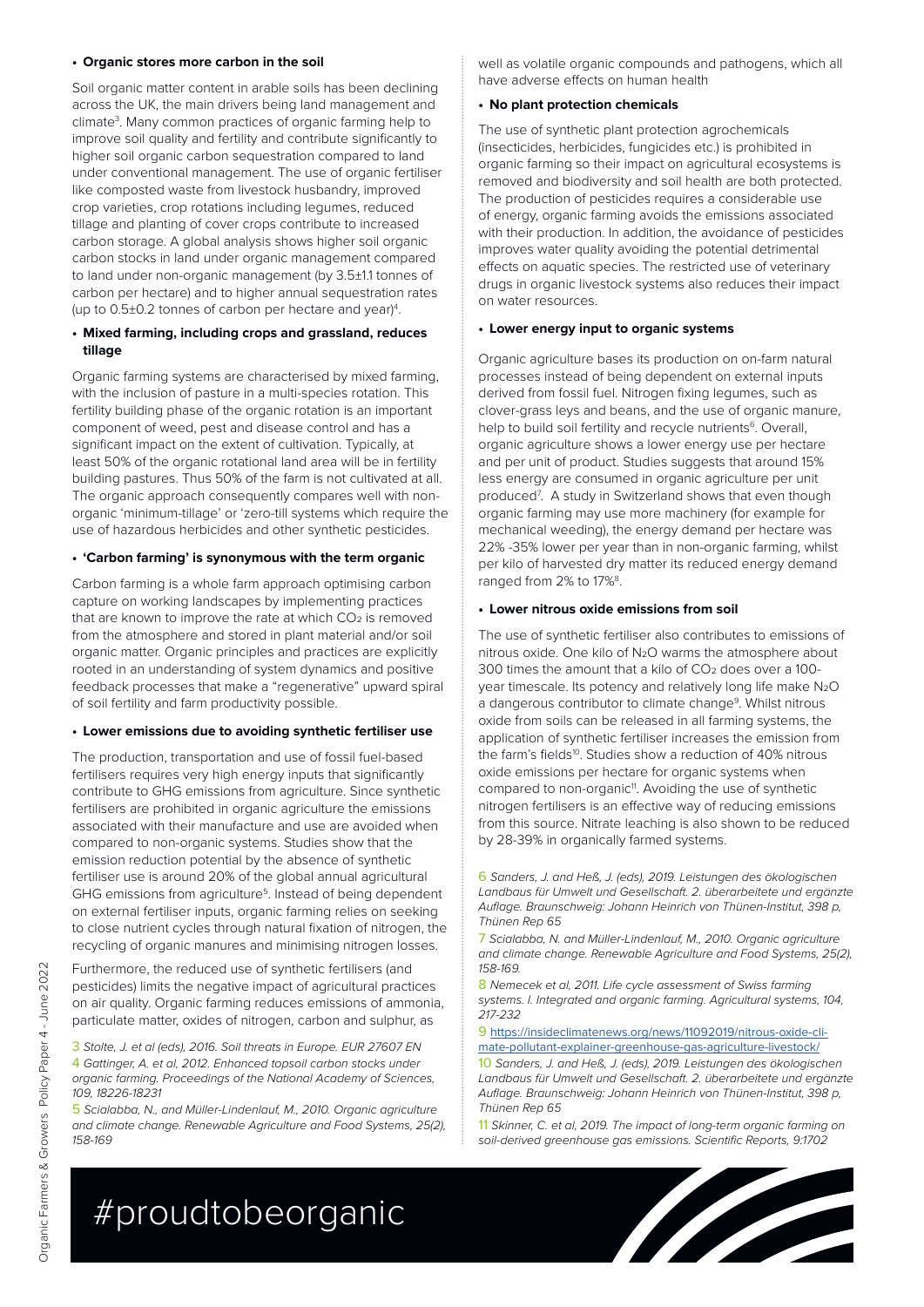- **Organic stores more carbon in the soil**

Soil organic matter content in arable soils has been declining across the UK, the main drivers being land management and climate[3]. Many common practices of organic farming help to improve soil quality and fertility and contribute significantly to higher soil organic carbon sequestration compared to land under conventional management. The use of organic fertiliser like composted waste from livestock husbandry, improved crop varieties, crop rotations including legumes, reduced tillage and planting of cover crops contribute to increased carbon storage. A global analysis shows higher soil organic carbon stocks in land under organic management compared to land under non-organic management (by 3.5±1.1 tonnes of carbon per hectare) and to higher annual sequestration rates (up to 0.5±0.2 tonnes of carbon per hectare and year)[4].

- **Mixed farming, including crops and grassland, reduces tillage**

Organic farming systems are characterised by mixed farming, with the inclusion of pasture in a multi-species rotation. This fertility building phase of the organic rotation is an important component of weed, pest and disease control and has a significant impact on the extent of cultivation. Typically, at least 50% of the organic rotational land area will be in fertility building pastures. Thus 50% of the farm is not cultivated at all. The organic approach consequently compares well with non-organic 'minimum-tillage' or 'zero-till systems which require the use of hazardous herbicides and other synthetic pesticides.

- **'Carbon farming' is synonymous with the term organic**

Carbon farming is a whole farm approach optimising carbon capture on working landscapes by implementing practices that are known to improve the rate at which $CO_2$ is removed from the atmosphere and stored in plant material and/or soil organic matter. Organic principles and practices are explicitly rooted in an understanding of system dynamics and positive feedback processes that make a "regenerative" upward spiral of soil fertility and farm productivity possible.

- **Lower emissions due to avoiding synthetic fertiliser use**

The production, transportation and use of fossil fuel-based fertilisers requires very high energy inputs that significantly contribute to GHG emissions from agriculture. Since synthetic fertilisers are prohibited in organic agriculture the emissions associated with their manufacture and use are avoided when compared to non-organic systems. Studies show that the emission reduction potential by the absence of synthetic fertiliser use is around 20% of the global annual agricultural GHG emissions from agriculture[5]. Instead of being dependent on external fertiliser inputs, organic farming relies on seeking to close nutrient cycles through natural fixation of nitrogen, the recycling of organic manures and minimising nitrogen losses.

Furthermore, the reduced use of synthetic fertilisers (and pesticides) limits the negative impact of agricultural practices on air quality. Organic farming reduces emissions of ammonia, particulate matter, oxides of nitrogen, carbon and sulphur, as well as volatile organic compounds and pathogens, which all have adverse effects on human health

- **No plant protection chemicals**

The use of synthetic plant protection agrochemicals (insecticides, herbicides, fungicides etc.) is prohibited in organic farming so their impact on agricultural ecosystems is removed and biodiversity and soil health are both protected. The production of pesticides requires a considerable use of energy, organic farming avoids the emissions associated with their production. In addition, the avoidance of pesticides improves water quality avoiding the potential detrimental effects on aquatic species. The restricted use of veterinary drugs in organic livestock systems also reduces their impact on water resources.

- **Lower energy input to organic systems**

Organic agriculture bases its production on on-farm natural processes instead of being dependent on external inputs derived from fossil fuel. Nitrogen fixing legumes, such as clover-grass leys and beans, and the use of organic manure, help to build soil fertility and recycle nutrients[6]. Overall, organic agriculture shows a lower energy use per hectare and per unit of product. Studies suggests that around 15% less energy are consumed in organic agriculture per unit produced[7]. A study in Switzerland shows that even though organic farming may use more machinery (for example for mechanical weeding), the energy demand per hectare was 22% -35% lower per year than in non-organic farming, whilst per kilo of harvested dry matter its reduced energy demand ranged from 2% to 17%[8].

- **Lower nitrous oxide emissions from soil**

The use of synthetic fertiliser also contributes to emissions of nitrous oxide. One kilo of $N_2O$ warms the atmosphere about 300 times the amount that a kilo of $CO_2$ does over a 100-year timescale. Its potency and relatively long life make $N_2O$ a dangerous contributor to climate change[9]. Whilst nitrous oxide from soils can be released in all farming systems, the application of synthetic fertiliser increases the emission from the farm's fields[10]. Studies show a reduction of 40% nitrous oxide emissions per hectare for organic systems when compared to non-organic[11]. Avoiding the use of synthetic nitrogen fertilisers is an effective way of reducing emissions from this source. Nitrate leaching is also shown to be reduced by 28-39% in organically farmed systems.

3 *Stolte, J. et al (eds), 2016. Soil threats in Europe. EUR 27607 EN*

4 *Gattinger, A. et al, 2012. Enhanced topsoil carbon stocks under organic farming. Proceedings of the National Academy of Sciences, 109, 18226-18231*

5 *Scialabba, N., and Müller-Lindenlauf, M., 2010. Organic agriculture and climate change. Renewable Agriculture and Food Systems, 25(2), 158-169*

6 *Sanders, J. and Heß, J. (eds), 2019. Leistungen des ökologischen Landbaus für Umwelt und Gesellschaft. 2. überarbeitete und ergänzte Auflage. Braunschweig: Johann Heinrich von Thünen-Institut, 398 p, Thünen Rep 65*

7 *Scialabba, N. and Müller-Lindenlauf, M., 2010. Organic agriculture and climate change. Renewable Agriculture and Food Systems, 25(2), 158-169.*

8 *Nemecek et al, 2011. Life cycle assessment of Swiss farming systems. I. Integrated and organic farming. Agricultural systems, 104, 217-232*

9 https://insideclimatenews.org/news/11092019/nitrous-oxide-climate-pollutant-explainer-greenhouse-gas-agriculture-livestock/

10 *Sanders, J. and Heß, J. (eds), 2019. Leistungen des ökologischen Landbaus für Umwelt und Gesellschaft. 2. überarbeitete und ergänzte Auflage. Braunschweig: Johann Heinrich von Thünen-Institut, 398 p, Thünen Rep 65*

11 *Skinner, C. et al, 2019. The impact of long-term organic farming on soil-derived greenhouse gas emissions. Scientific Reports, 9:1702*

#proudtobeorganic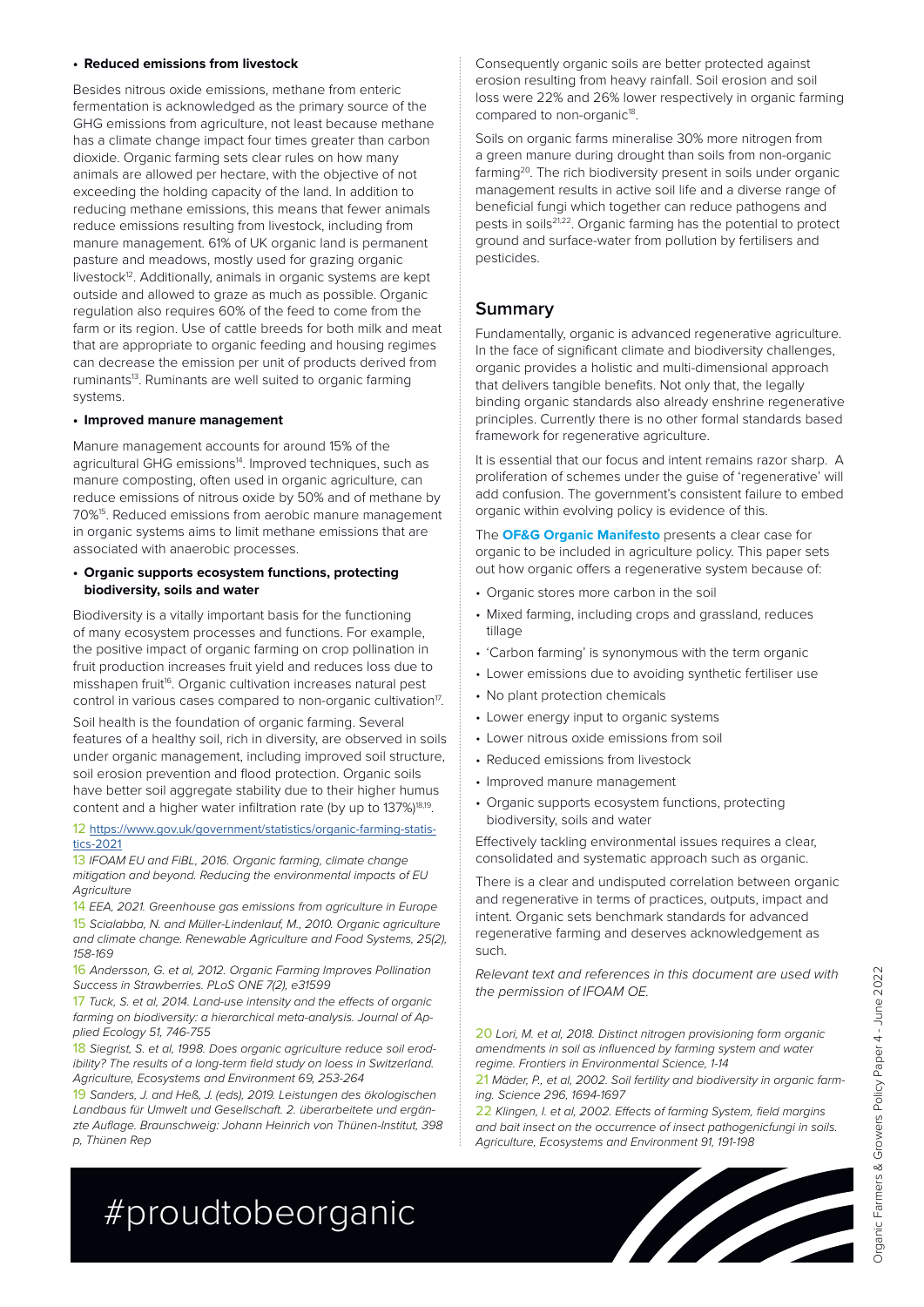- **Reduced emissions from livestock**

Besides nitrous oxide emissions, methane from enteric fermentation is acknowledged as the primary source of the GHG emissions from agriculture, not least because methane has a climate change impact four times greater than carbon dioxide. Organic farming sets clear rules on how many animals are allowed per hectare, with the objective of not exceeding the holding capacity of the land. In addition to reducing methane emissions, this means that fewer animals reduce emissions resulting from livestock, including from manure management. 61% of UK organic land is permanent pasture and meadows, mostly used for grazing organic livestock[12]. Additionally, animals in organic systems are kept outside and allowed to graze as much as possible. Organic regulation also requires 60% of the feed to come from the farm or its region. Use of cattle breeds for both milk and meat that are appropriate to organic feeding and housing regimes can decrease the emission per unit of products derived from ruminants[13]. Ruminants are well suited to organic farming systems.

- **Improved manure management**

Manure management accounts for around 15% of the agricultural GHG emissions[14]. Improved techniques, such as manure composting, often used in organic agriculture, can reduce emissions of nitrous oxide by 50% and of methane by 70%[15]. Reduced emissions from aerobic manure management in organic systems aims to limit methane emissions that are associated with anaerobic processes.

- **Organic supports ecosystem functions, protecting biodiversity, soils and water**

Biodiversity is a vitally important basis for the functioning of many ecosystem processes and functions. For example, the positive impact of organic farming on crop pollination in fruit production increases fruit yield and reduces loss due to misshapen fruit[16]. Organic cultivation increases natural pest control in various cases compared to non-organic cultivation[17].

Soil health is the foundation of organic farming. Several features of a healthy soil, rich in diversity, are observed in soils under organic management, including improved soil structure, soil erosion prevention and flood protection. Organic soils have better soil aggregate stability due to their higher humus content and a higher water infiltration rate (by up to 137%)[18,19].

Consequently organic soils are better protected against erosion resulting from heavy rainfall. Soil erosion and soil loss were 22% and 26% lower respectively in organic farming compared to non-organic[18].

Soils on organic farms mineralise 30% more nitrogen from a green manure during drought than soils from non-organic farming[20]. The rich biodiversity present in soils under organic management results in active soil life and a diverse range of beneficial fungi which together can reduce pathogens and pests in soils[21,22]. Organic farming has the potential to protect ground and surface-water from pollution by fertilisers and pesticides.

## Summary

Fundamentally, organic is advanced regenerative agriculture. In the face of significant climate and biodiversity challenges, organic provides a holistic and multi-dimensional approach that delivers tangible benefits. Not only that, the legally binding organic standards also already enshrine regenerative principles. Currently there is no other formal standards based framework for regenerative agriculture.

It is essential that our focus and intent remains razor sharp. A proliferation of schemes under the guise of 'regenerative' will add confusion. The government's consistent failure to embed organic within evolving policy is evidence of this.

The **OF&G Organic Manifesto** presents a clear case for organic to be included in agriculture policy. This paper sets out how organic offers a regenerative system because of:

- Organic stores more carbon in the soil
- Mixed farming, including crops and grassland, reduces tillage
- 'Carbon farming' is synonymous with the term organic
- Lower emissions due to avoiding synthetic fertiliser use
- No plant protection chemicals
- Lower energy input to organic systems
- Lower nitrous oxide emissions from soil
- Reduced emissions from livestock
- Improved manure management
- Organic supports ecosystem functions, protecting biodiversity, soils and water

Effectively tackling environmental issues requires a clear, consolidated and systematic approach such as organic.

There is a clear and undisputed correlation between organic and regenerative in terms of practices, outputs, impact and intent. Organic sets benchmark standards for advanced regenerative farming and deserves acknowledgement as such.

*Relevant text and references in this document are used with the permission of IFOAM OE.*

12 https://www.gov.uk/government/statistics/organic-farming-statistics-2021

13 *IFOAM EU and FiBL, 2016. Organic farming, climate change mitigation and beyond. Reducing the environmental impacts of EU Agriculture*

14 *EEA, 2021. Greenhouse gas emissions from agriculture in Europe*

15 *Scialabba, N. and Müller-Lindenlauf, M., 2010. Organic agriculture and climate change. Renewable Agriculture and Food Systems, 25(2), 158-169*

16 *Andersson, G. et al, 2012. Organic Farming Improves Pollination Success in Strawberries. PLoS ONE 7(2), e31599*

17 *Tuck, S. et al, 2014. Land-use intensity and the effects of organic farming on biodiversity: a hierarchical meta-analysis. Journal of Applied Ecology 51, 746-755*

18 *Siegrist, S. et al, 1998. Does organic agriculture reduce soil erodibility? The results of a long-term field study on loess in Switzerland. Agriculture, Ecosystems and Environment 69, 253-264*

19 *Sanders, J. and Heß, J. (eds), 2019. Leistungen des ökologischen Landbaus für Umwelt und Gesellschaft. 2. überarbeitete und ergänzte Auflage. Braunschweig: Johann Heinrich von Thünen-Institut, 398 p, Thünen Rep*

20 *Lori, M. et al, 2018. Distinct nitrogen provisioning form organic amendments in soil as influenced by farming system and water regime. Frontiers in Environmental Science, 1-14*

21 *Mäder, P., et al, 2002. Soil fertility and biodiversity in organic farming. Science 296, 1694-1697*

22 *Klingen, I. et al, 2002. Effects of farming System, field margins and bait insect on the occurrence of insect pathogenicfungi in soils. Agriculture, Ecosystems and Environment 91, 191-198*

#proudtobeorganic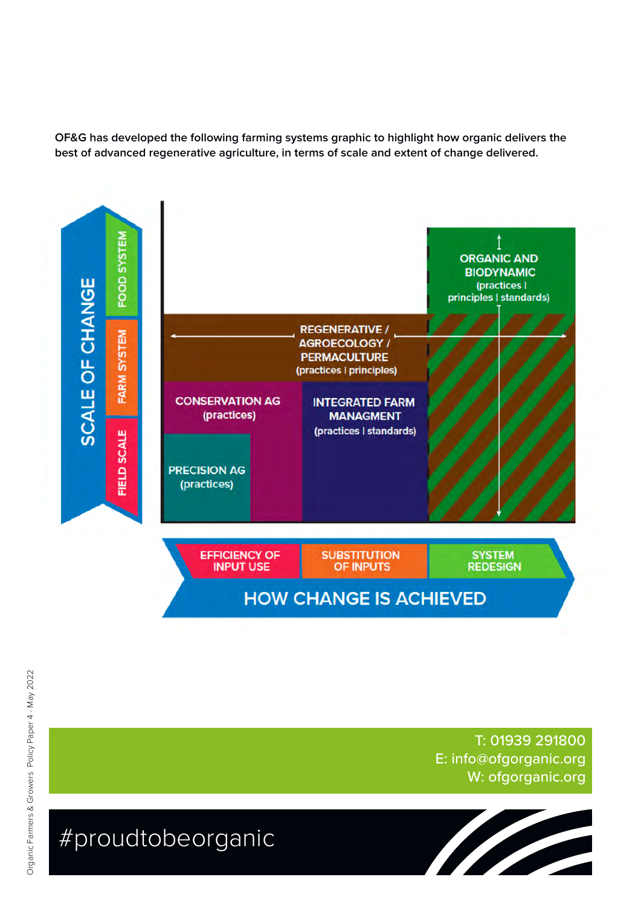OF&G has developed the following farming systems graphic to highlight how organic delivers the best of advanced regenerative agriculture, in terms of scale and extent of change delivered.

SCALE OF CHANGE

FOOD SYSTEM

FARM SYSTEM

FIELD SCALE

ORGANIC AND BIODYNAMIC (practices | principles | standards)

REGENERATIVE / AGROECOLOGY / PERMACULTURE (practices | principles)

CONSERVATION AG (practices)

INTEGRATED FARM MANAGMENT (practices | standards)

PRECISION AG (practices)

EFFICIENCY OF INPUT USE

SUBSTITUTION OF INPUTS

SYSTEM REDESIGN

HOW CHANGE IS ACHIEVED

T: 01939 291800
E: info@ofgorganic.org
W: ofgorganic.org

#proudtobeorganic